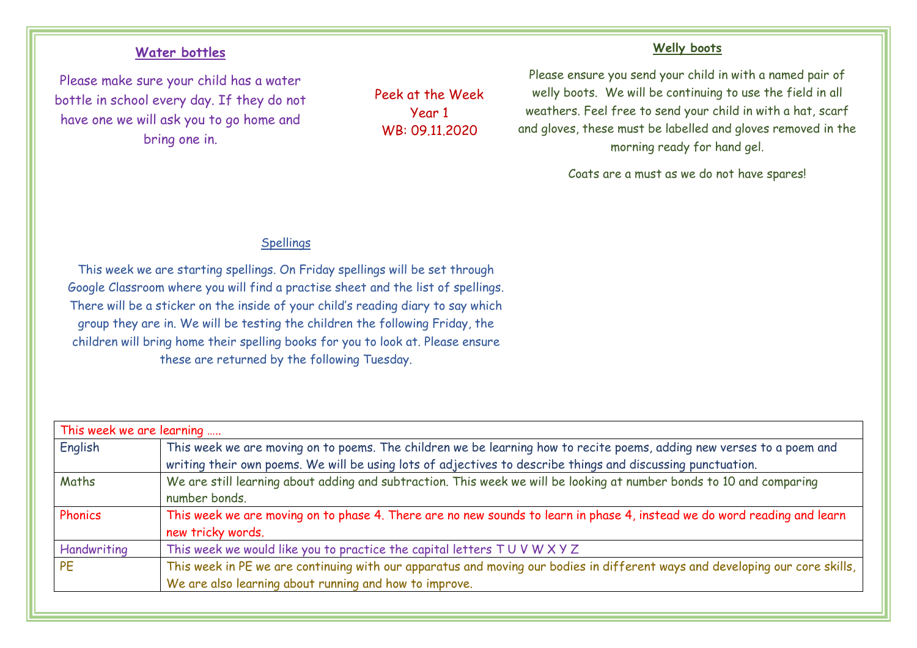# Peek at the Week

Year 1

WB: 09.11.2020

## Water bottles

Please make sure your child has a water bottle in school every day. If they do not have one we will ask you to go home and bring one in.

## Welly boots

Please ensure you send your child in with a named pair of welly boots. We will be continuing to use the field in all weathers. Feel free to send your child in with a hat, scarf and gloves, these must be labelled and gloves removed in the morning ready for hand gel.

Coats are a must as we do not have spares!

## Spellings

This week we are starting spellings. On Friday spellings will be set through Google Classroom where you will find a practise sheet and the list of spellings. There will be a sticker on the inside of your child's reading diary to say which group they are in. We will be testing the children the following Friday, the children will bring home their spelling books for you to look at. Please ensure these are returned by the following Tuesday.

| This week we are learning ….. | |
|---|---|
| English | This week we are moving on to poems. The children we be learning how to recite poems, adding new verses to a poem and writing their own poems. We will be using lots of adjectives to describe things and discussing punctuation. |
| Maths | We are still learning about adding and subtraction. This week we will be looking at number bonds to 10 and comparing number bonds. |
| Phonics | This week we are moving on to phase 4. There are no new sounds to learn in phase 4, instead we do word reading and learn new tricky words. |
| Handwriting | This week we would like you to practice the capital letters T U V W X Y Z |
| PE | This week in PE we are continuing with our apparatus and moving our bodies in different ways and developing our core skills, We are also learning about running and how to improve. |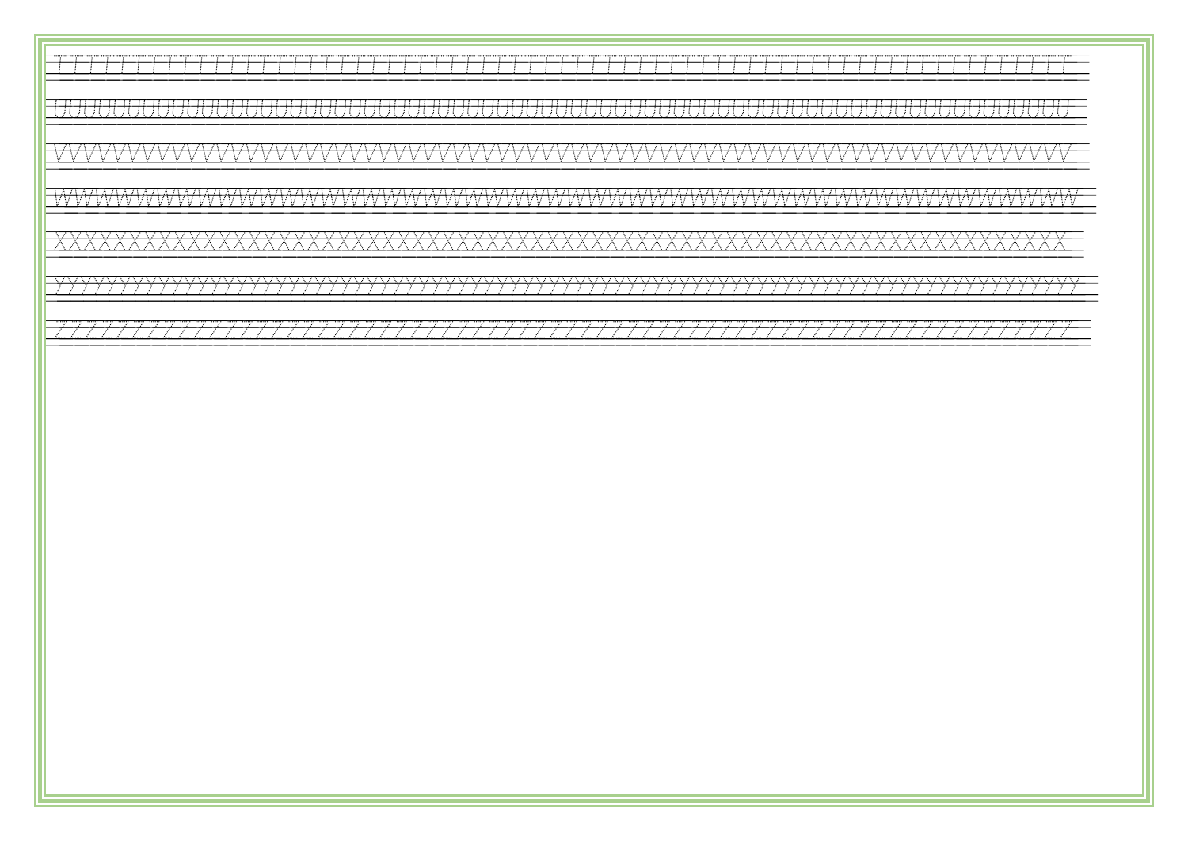TTTTTTTTTTTTTTTTTTTTTTTTTTTTTTTTTTTTTTTTTTTT

UUUUUUUUUUUUUUUUUUUUUUUUUUUUUUUUUUUUUUUUUUU

VVVVVVVVVVVVVVVVVVVVVVVVVVVVVVVVVVVVVVVVVV

WWWWWWWWWWWWWWWWWWWWWWWWWWWWWWWWWWWWWWWWWWW

XXXXXXXXXXXXXXXXXXXXXXXXXXXXXXXXXXXXXXXXXXXXX

YYYYYYYYYYYYYYYYYYYYYYYYYYYYYYYYYYYYYYYYYYYYYYYYYY

ZZZZZZZZZZZZZZZZZZZZZZZZZZZZZZZZZZZZZZZZZZZZZZZZ